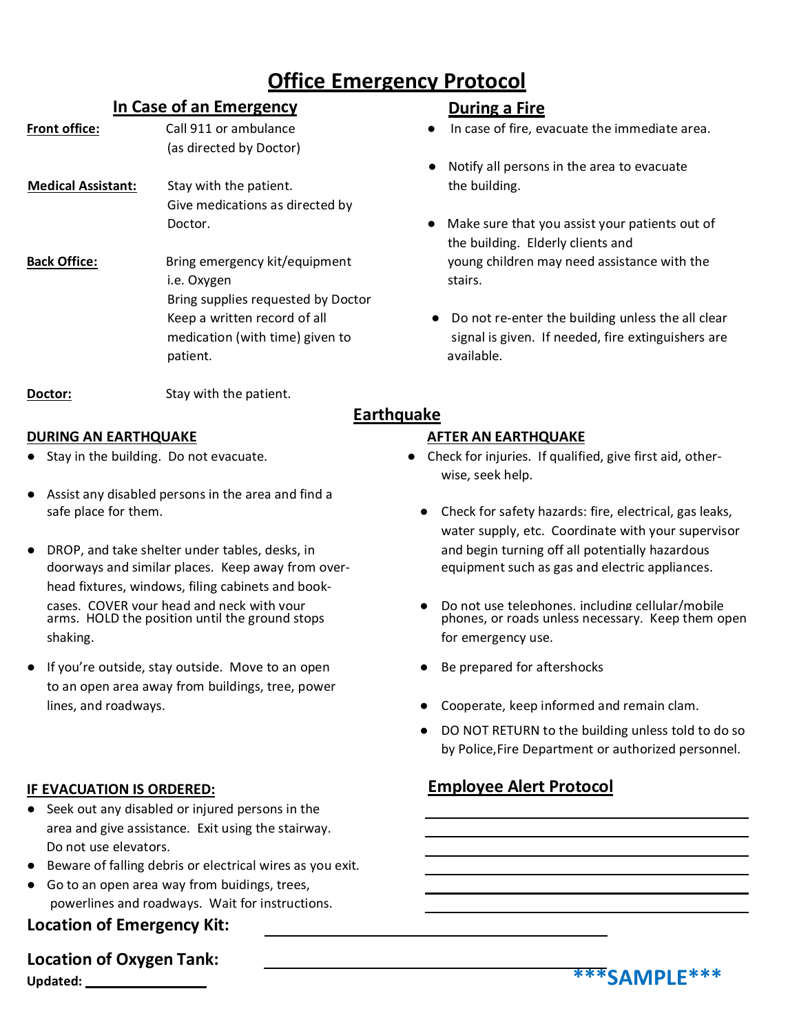# Office Emergency Protocol

## In Case of an Emergency

**Front office:** Call 911 or ambulance (as directed by Doctor)

**Medical Assistant:** Stay with the patient. Give medications as directed by Doctor.

**Back Office:** Bring emergency kit/equipment i.e. Oxygen
Bring supplies requested by Doctor
Keep a written record of all medication (with time) given to patient.

**Doctor:** Stay with the patient.

## During a Fire

- In case of fire, evacuate the immediate area.
- Notify all persons in the area to evacuate the building.
- Make sure that you assist your patients out of the building. Elderly clients and young children may need assistance with the stairs.
- Do not re-enter the building unless the all clear signal is given. If needed, fire extinguishers are available.

## Earthquake

### DURING AN EARTHQUAKE

- Stay in the building. Do not evacuate.
- Assist any disabled persons in the area and find a safe place for them.
- DROP, and take shelter under tables, desks, in doorways and similar places. Keep away from over-head fixtures, windows, filing cabinets and book-cases. COVER your head and neck with your arms. HOLD the position until the ground stops shaking.
- If you're outside, stay outside. Move to an open to an open area away from buildings, tree, power lines, and roadways.

### AFTER AN EARTHQUAKE

- Check for injuries. If qualified, give first aid, other-wise, seek help.
- Check for safety hazards: fire, electrical, gas leaks, water supply, etc. Coordinate with your supervisor and begin turning off all potentially hazardous equipment such as gas and electric appliances.
- Do not use telephones, including cellular/mobile phones, or roads unless necessary. Keep them open for emergency use.
- Be prepared for aftershocks
- Cooperate, keep informed and remain clam.
- DO NOT RETURN to the building unless told to do so by Police,Fire Department or authorized personnel.

### IF EVACUATION IS ORDERED:

- Seek out any disabled or injured persons in the area and give assistance. Exit using the stairway. Do not use elevators.
- Beware of falling debris or electrical wires as you exit.
- Go to an open area way from buidings, trees, powerlines and roadways. Wait for instructions.

## Employee Alert Protocol

______________________________

______________________________

______________________________

______________________________

______________________________

**Location of Emergency Kit:** ______________________________

**Location of Oxygen Tank:** ______________________________

**Updated:** ______________

*****SAMPLE*****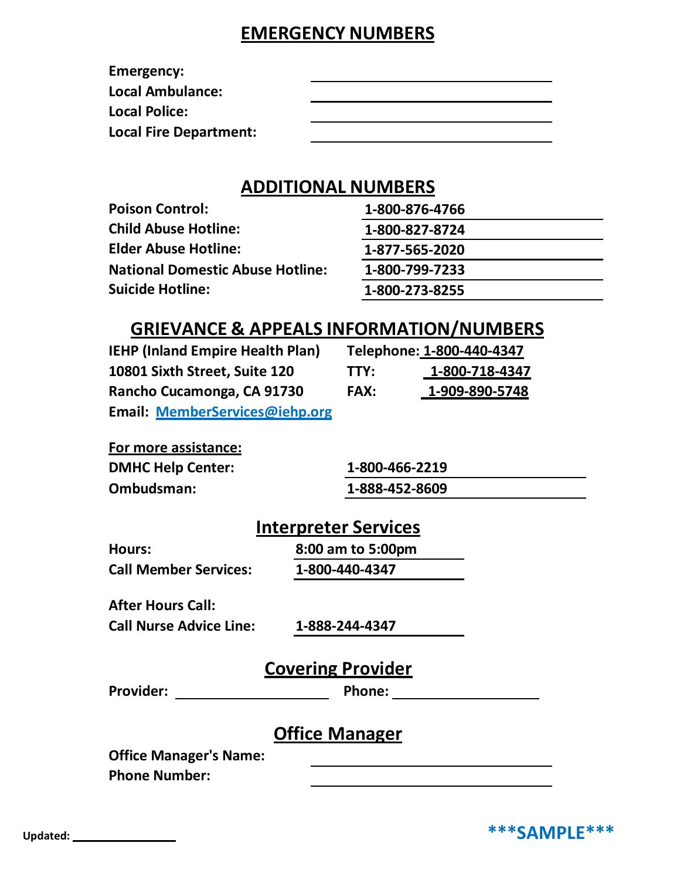## EMERGENCY NUMBERS

| | |
|---|---|
| **Emergency:** | |
| **Local Ambulance:** | |
| **Local Police:** | |
| **Local Fire Department:** | |

## ADDITIONAL NUMBERS

| | |
|---|---|
| **Poison Control:** | **1-800-876-4766** |
| **Child Abuse Hotline:** | **1-800-827-8724** |
| **Elder Abuse Hotline:** | **1-877-565-2020** |
| **National Domestic Abuse Hotline:** | **1-800-799-7233** |
| **Suicide Hotline:** | **1-800-273-8255** |

## GRIEVANCE & APPEALS INFORMATION/NUMBERS

| | | |
|---|---|---|
| **IEHP (Inland Empire Health Plan)** | **Telephone:** | **1-800-440-4347** |
| **10801 Sixth Street, Suite 120** | **TTY:** | **1-800-718-4347** |
| **Rancho Cucamonga, CA 91730** | **FAX:** | **1-909-890-5748** |

**Email: MemberServices@iehp.org**

**For more assistance:**

| | |
|---|---|
| **DMHC Help Center:** | **1-800-466-2219** |
| **Ombudsman:** | **1-888-452-8609** |

## Interpreter Services

| | |
|---|---|
| **Hours:** | **8:00 am to 5:00pm** |
| **Call Member Services:** | **1-800-440-4347** |

**After Hours Call:**

| | |
|---|---|
| **Call Nurse Advice Line:** | **1-888-244-4347** |

## Covering Provider

**Provider:** ____________________ **Phone:** ____________________

## Office Manager

| | |
|---|---|
| **Office Manager's Name:** | |
| **Phone Number:** | |

**Updated:** ______________

**\*\*\*SAMPLE\*\*\***